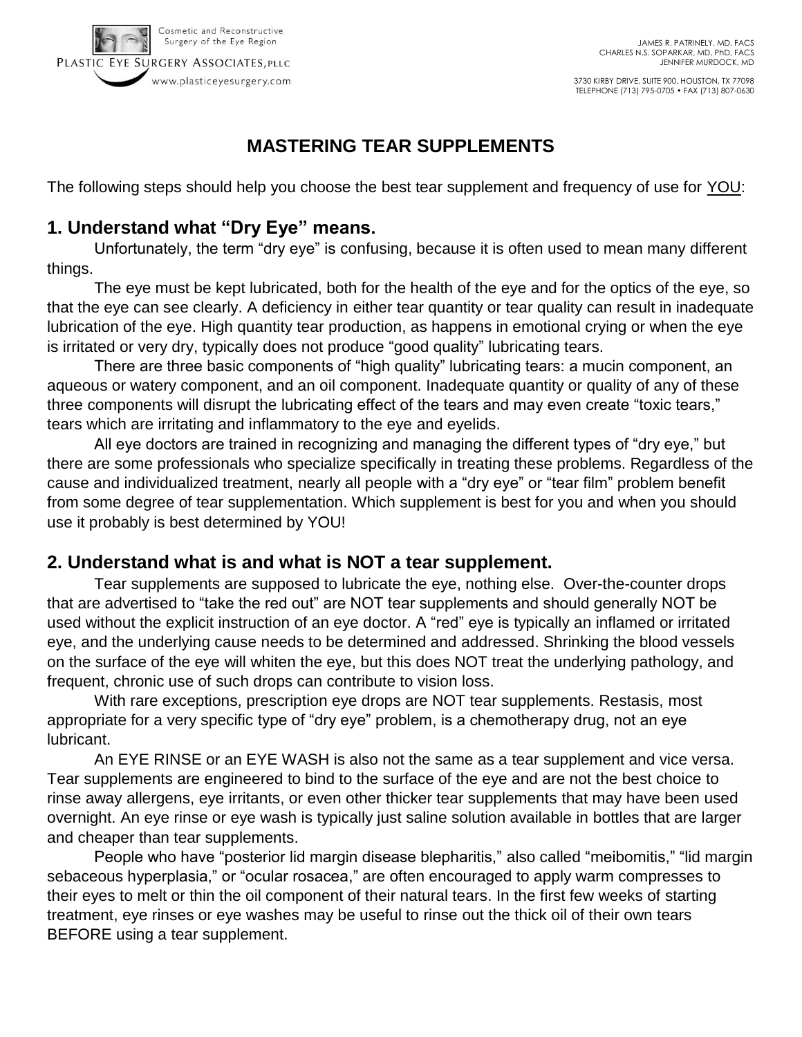Cosmetic and Reconstructive Surgery of the Eye Region

PLASTIC EYE SURGERY ASSOCIATES, PLLC

www.plasticeyesurgery.com

JAMES R. PATRINELY, MD, FACS
CHARLES N.S. SOPARKAR, MD, PhD, FACS
JENNIFER MURDOCK, MD

3730 KIRBY DRIVE, SUITE 900, HOUSTON, TX 77098
TELEPHONE (713) 795-0705 • FAX (713) 807-0630

# MASTERING TEAR SUPPLEMENTS

The following steps should help you choose the best tear supplement and frequency of use for YOU:

## 1. Understand what "Dry Eye" means.

Unfortunately, the term "dry eye" is confusing, because it is often used to mean many different things.

The eye must be kept lubricated, both for the health of the eye and for the optics of the eye, so that the eye can see clearly. A deficiency in either tear quantity or tear quality can result in inadequate lubrication of the eye. High quantity tear production, as happens in emotional crying or when the eye is irritated or very dry, typically does not produce "good quality" lubricating tears.

There are three basic components of "high quality" lubricating tears: a mucin component, an aqueous or watery component, and an oil component. Inadequate quantity or quality of any of these three components will disrupt the lubricating effect of the tears and may even create "toxic tears," tears which are irritating and inflammatory to the eye and eyelids.

All eye doctors are trained in recognizing and managing the different types of "dry eye," but there are some professionals who specialize specifically in treating these problems. Regardless of the cause and individualized treatment, nearly all people with a "dry eye" or "tear film" problem benefit from some degree of tear supplementation. Which supplement is best for you and when you should use it probably is best determined by YOU!

## 2. Understand what is and what is NOT a tear supplement.

Tear supplements are supposed to lubricate the eye, nothing else. Over-the-counter drops that are advertised to "take the red out" are NOT tear supplements and should generally NOT be used without the explicit instruction of an eye doctor. A "red" eye is typically an inflamed or irritated eye, and the underlying cause needs to be determined and addressed. Shrinking the blood vessels on the surface of the eye will whiten the eye, but this does NOT treat the underlying pathology, and frequent, chronic use of such drops can contribute to vision loss.

With rare exceptions, prescription eye drops are NOT tear supplements. Restasis, most appropriate for a very specific type of "dry eye" problem, is a chemotherapy drug, not an eye lubricant.

An EYE RINSE or an EYE WASH is also not the same as a tear supplement and vice versa. Tear supplements are engineered to bind to the surface of the eye and are not the best choice to rinse away allergens, eye irritants, or even other thicker tear supplements that may have been used overnight. An eye rinse or eye wash is typically just saline solution available in bottles that are larger and cheaper than tear supplements.

People who have "posterior lid margin disease blepharitis," also called "meibomitis," "lid margin sebaceous hyperplasia," or "ocular rosacea," are often encouraged to apply warm compresses to their eyes to melt or thin the oil component of their natural tears. In the first few weeks of starting treatment, eye rinses or eye washes may be useful to rinse out the thick oil of their own tears BEFORE using a tear supplement.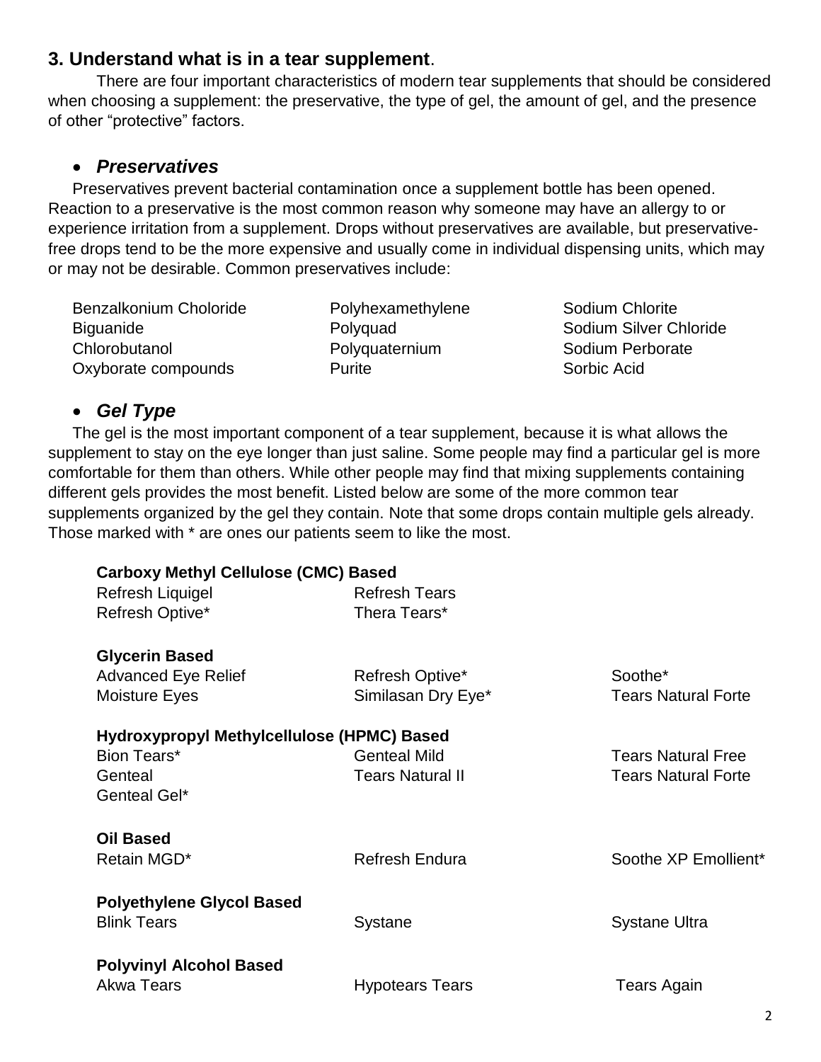## 3. Understand what is in a tear supplement.

There are four important characteristics of modern tear supplements that should be considered when choosing a supplement: the preservative, the type of gel, the amount of gel, and the presence of other "protective" factors.

- ***Preservatives***

Preservatives prevent bacterial contamination once a supplement bottle has been opened. Reaction to a preservative is the most common reason why someone may have an allergy to or experience irritation from a supplement. Drops without preservatives are available, but preservative-free drops tend to be the more expensive and usually come in individual dispensing units, which may or may not be desirable. Common preservatives include:

| | | |
|---|---|---|
| Benzalkonium Choloride | Polyhexamethylene | Sodium Chlorite |
| Biguanide | Polyquad | Sodium Silver Chloride |
| Chlorobutanol | Polyquaternium | Sodium Perborate |
| Oxyborate compounds | Purite | Sorbic Acid |

- ***Gel Type***

The gel is the most important component of a tear supplement, because it is what allows the supplement to stay on the eye longer than just saline. Some people may find a particular gel is more comfortable for them than others. While other people may find that mixing supplements containing different gels provides the most benefit. Listed below are some of the more common tear supplements organized by the gel they contain. Note that some drops contain multiple gels already. Those marked with * are ones our patients seem to like the most.

**Carboxy Methyl Cellulose (CMC) Based**

| | |
|---|---|
| Refresh Liquigel | Refresh Tears |
| Refresh Optive* | Thera Tears* |

**Glycerin Based**

| | | |
|---|---|---|
| Advanced Eye Relief | Refresh Optive* | Soothe* |
| Moisture Eyes | Similasan Dry Eye* | Tears Natural Forte |

**Hydroxypropyl Methylcellulose (HPMC) Based**

| | | |
|---|---|---|
| Bion Tears* | Genteal Mild | Tears Natural Free |
| Genteal | Tears Natural II | Tears Natural Forte |
| Genteal Gel* | | |

**Oil Based**

| | | |
|---|---|---|
| Retain MGD* | Refresh Endura | Soothe XP Emollient* |

**Polyethylene Glycol Based**

| | | |
|---|---|---|
| Blink Tears | Systane | Systane Ultra |

**Polyvinyl Alcohol Based**

| | | |
|---|---|---|
| Akwa Tears | Hypotears Tears | Tears Again |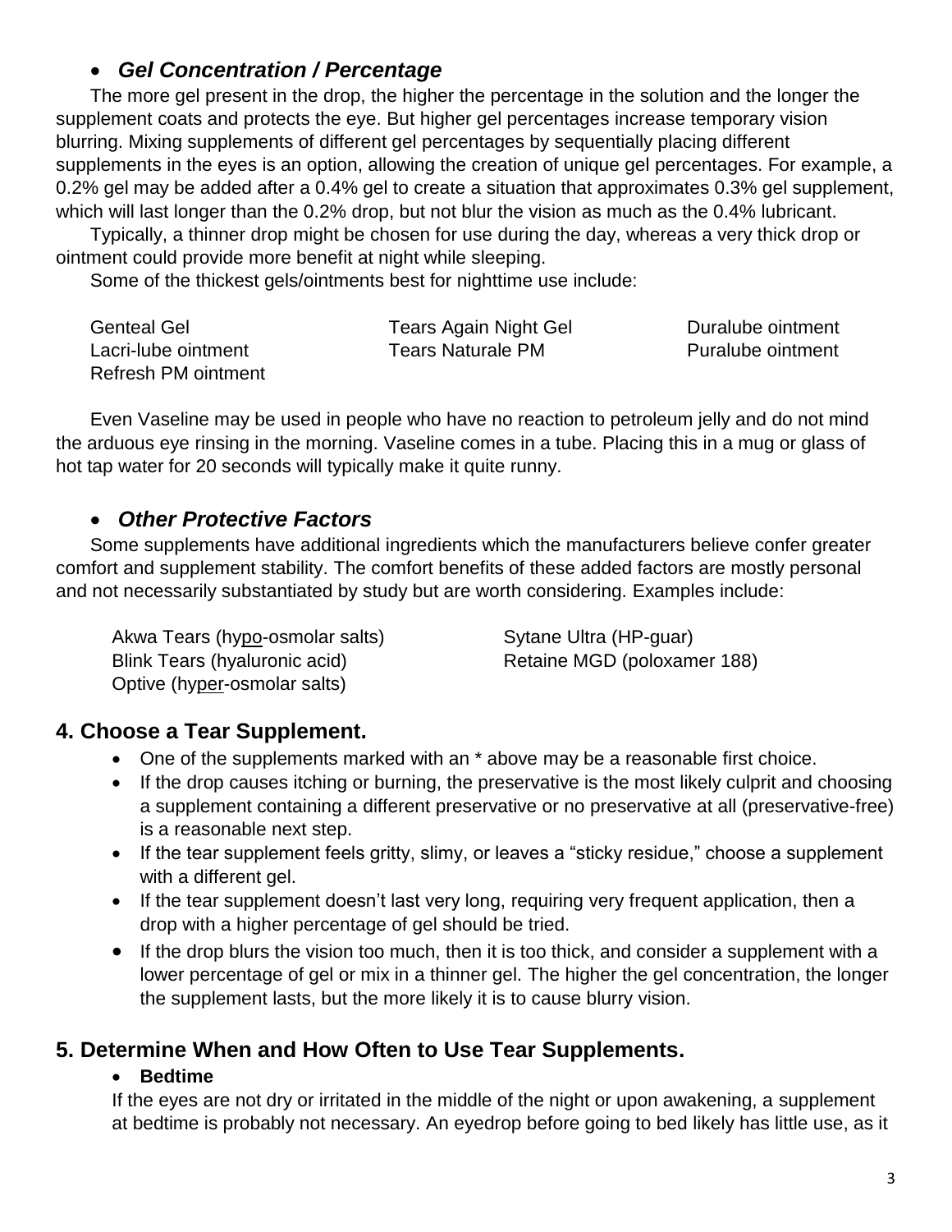- ***Gel Concentration / Percentage***

The more gel present in the drop, the higher the percentage in the solution and the longer the supplement coats and protects the eye. But higher gel percentages increase temporary vision blurring. Mixing supplements of different gel percentages by sequentially placing different supplements in the eyes is an option, allowing the creation of unique gel percentages. For example, a 0.2% gel may be added after a 0.4% gel to create a situation that approximates 0.3% gel supplement, which will last longer than the 0.2% drop, but not blur the vision as much as the 0.4% lubricant.

Typically, a thinner drop might be chosen for use during the day, whereas a very thick drop or ointment could provide more benefit at night while sleeping.

Some of the thickest gels/ointments best for nighttime use include:

| | | |
|---|---|---|
| Genteal Gel | Tears Again Night Gel | Duralube ointment |
| Lacri-lube ointment | Tears Naturale PM | Puralube ointment |
| Refresh PM ointment | | |

Even Vaseline may be used in people who have no reaction to petroleum jelly and do not mind the arduous eye rinsing in the morning. Vaseline comes in a tube. Placing this in a mug or glass of hot tap water for 20 seconds will typically make it quite runny.

- ***Other Protective Factors***

Some supplements have additional ingredients which the manufacturers believe confer greater comfort and supplement stability. The comfort benefits of these added factors are mostly personal and not necessarily substantiated by study but are worth considering. Examples include:

| | |
|---|---|
| Akwa Tears (hypo-osmolar salts) | Sytane Ultra (HP-guar) |
| Blink Tears (hyaluronic acid) | Retaine MGD (poloxamer 188) |
| Optive (hyper-osmolar salts) | |

## 4. Choose a Tear Supplement.

- One of the supplements marked with an * above may be a reasonable first choice.
- If the drop causes itching or burning, the preservative is the most likely culprit and choosing a supplement containing a different preservative or no preservative at all (preservative-free) is a reasonable next step.
- If the tear supplement feels gritty, slimy, or leaves a "sticky residue," choose a supplement with a different gel.
- If the tear supplement doesn't last very long, requiring very frequent application, then a drop with a higher percentage of gel should be tried.
- If the drop blurs the vision too much, then it is too thick, and consider a supplement with a lower percentage of gel or mix in a thinner gel. The higher the gel concentration, the longer the supplement lasts, but the more likely it is to cause blurry vision.

## 5. Determine When and How Often to Use Tear Supplements.

- **Bedtime**

If the eyes are not dry or irritated in the middle of the night or upon awakening, a supplement at bedtime is probably not necessary. An eyedrop before going to bed likely has little use, as it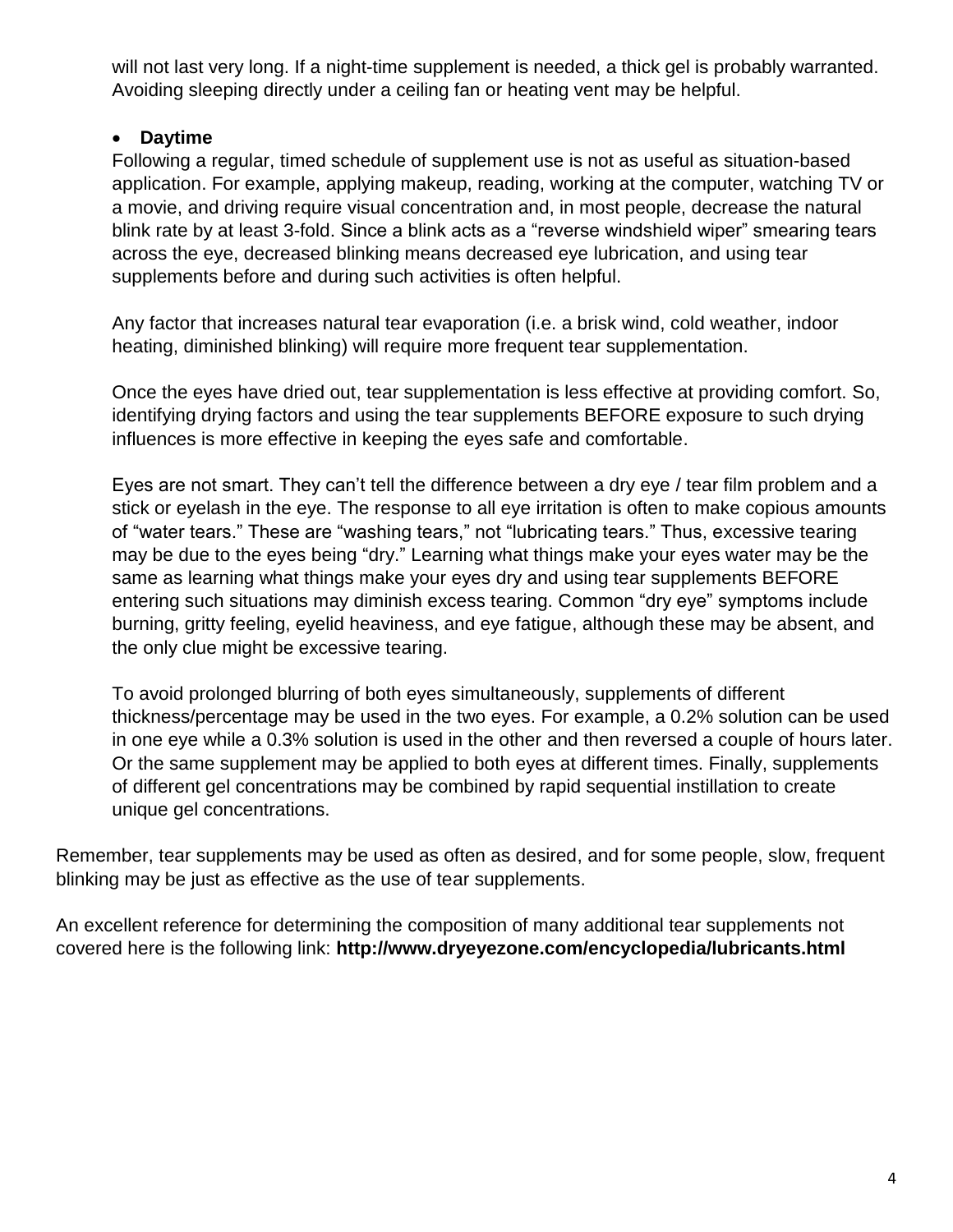will not last very long. If a night-time supplement is needed, a thick gel is probably warranted. Avoiding sleeping directly under a ceiling fan or heating vent may be helpful.

- **Daytime**

  Following a regular, timed schedule of supplement use is not as useful as situation-based application. For example, applying makeup, reading, working at the computer, watching TV or a movie, and driving require visual concentration and, in most people, decrease the natural blink rate by at least 3-fold. Since a blink acts as a “reverse windshield wiper” smearing tears across the eye, decreased blinking means decreased eye lubrication, and using tear supplements before and during such activities is often helpful.

  Any factor that increases natural tear evaporation (i.e. a brisk wind, cold weather, indoor heating, diminished blinking) will require more frequent tear supplementation.

  Once the eyes have dried out, tear supplementation is less effective at providing comfort. So, identifying drying factors and using the tear supplements BEFORE exposure to such drying influences is more effective in keeping the eyes safe and comfortable.

  Eyes are not smart. They can’t tell the difference between a dry eye / tear film problem and a stick or eyelash in the eye. The response to all eye irritation is often to make copious amounts of “water tears.” These are “washing tears,” not “lubricating tears.” Thus, excessive tearing may be due to the eyes being “dry.” Learning what things make your eyes water may be the same as learning what things make your eyes dry and using tear supplements BEFORE entering such situations may diminish excess tearing. Common “dry eye” symptoms include burning, gritty feeling, eyelid heaviness, and eye fatigue, although these may be absent, and the only clue might be excessive tearing.

  To avoid prolonged blurring of both eyes simultaneously, supplements of different thickness/percentage may be used in the two eyes. For example, a 0.2% solution can be used in one eye while a 0.3% solution is used in the other and then reversed a couple of hours later. Or the same supplement may be applied to both eyes at different times. Finally, supplements of different gel concentrations may be combined by rapid sequential instillation to create unique gel concentrations.

Remember, tear supplements may be used as often as desired, and for some people, slow, frequent blinking may be just as effective as the use of tear supplements.

An excellent reference for determining the composition of many additional tear supplements not covered here is the following link: **http://www.dryeyezone.com/encyclopedia/lubricants.html**